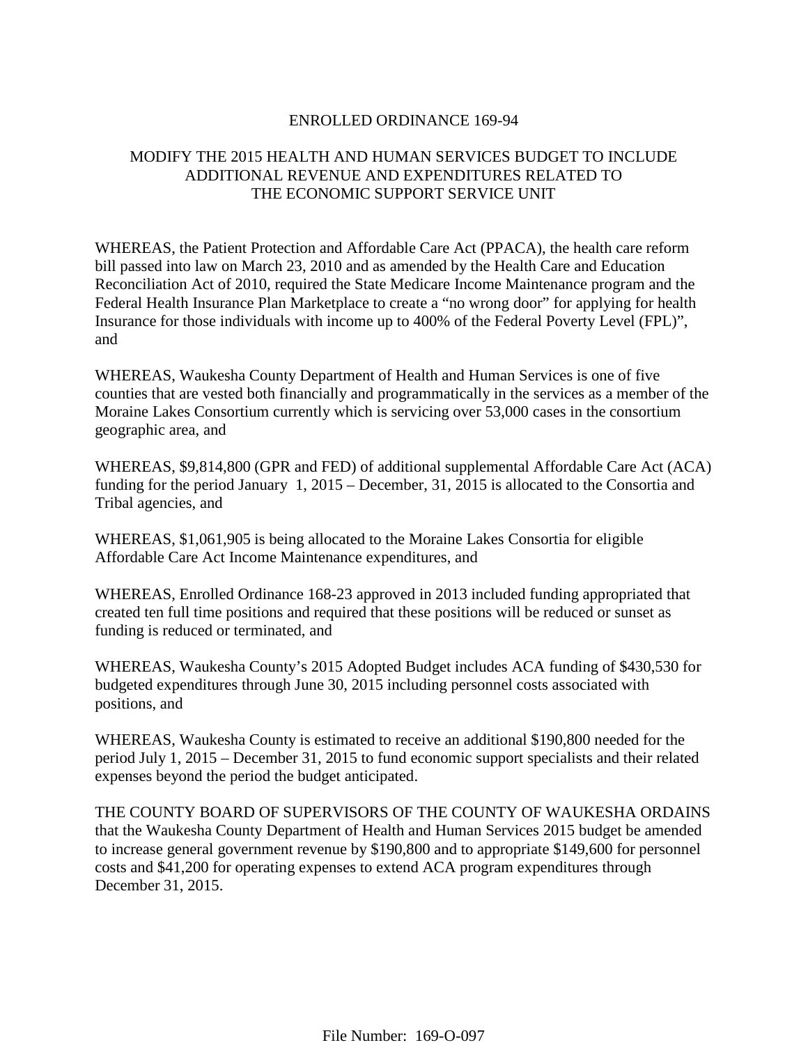# ENROLLED ORDINANCE 169-94

## MODIFY THE 2015 HEALTH AND HUMAN SERVICES BUDGET TO INCLUDE ADDITIONAL REVENUE AND EXPENDITURES RELATED TO THE ECONOMIC SUPPORT SERVICE UNIT

WHEREAS, the Patient Protection and Affordable Care Act (PPACA), the health care reform bill passed into law on March 23, 2010 and as amended by the Health Care and Education Reconciliation Act of 2010, required the State Medicare Income Maintenance program and the Federal Health Insurance Plan Marketplace to create a "no wrong door" for applying for health Insurance for those individuals with income up to 400% of the Federal Poverty Level (FPL)", and

WHEREAS, Waukesha County Department of Health and Human Services is one of five counties that are vested both financially and programmatically in the services as a member of the Moraine Lakes Consortium currently which is servicing over 53,000 cases in the consortium geographic area, and

WHEREAS, $9,814,800 (GPR and FED) of additional supplemental Affordable Care Act (ACA) funding for the period January 1, 2015 – December, 31, 2015 is allocated to the Consortia and Tribal agencies, and

WHEREAS, $1,061,905 is being allocated to the Moraine Lakes Consortia for eligible Affordable Care Act Income Maintenance expenditures, and

WHEREAS, Enrolled Ordinance 168-23 approved in 2013 included funding appropriated that created ten full time positions and required that these positions will be reduced or sunset as funding is reduced or terminated, and

WHEREAS, Waukesha County's 2015 Adopted Budget includes ACA funding of $430,530 for budgeted expenditures through June 30, 2015 including personnel costs associated with positions, and

WHEREAS, Waukesha County is estimated to receive an additional $190,800 needed for the period July 1, 2015 – December 31, 2015 to fund economic support specialists and their related expenses beyond the period the budget anticipated.

THE COUNTY BOARD OF SUPERVISORS OF THE COUNTY OF WAUKESHA ORDAINS that the Waukesha County Department of Health and Human Services 2015 budget be amended to increase general government revenue by $190,800 and to appropriate $149,600 for personnel costs and $41,200 for operating expenses to extend ACA program expenditures through December 31, 2015.

File Number: 169-O-097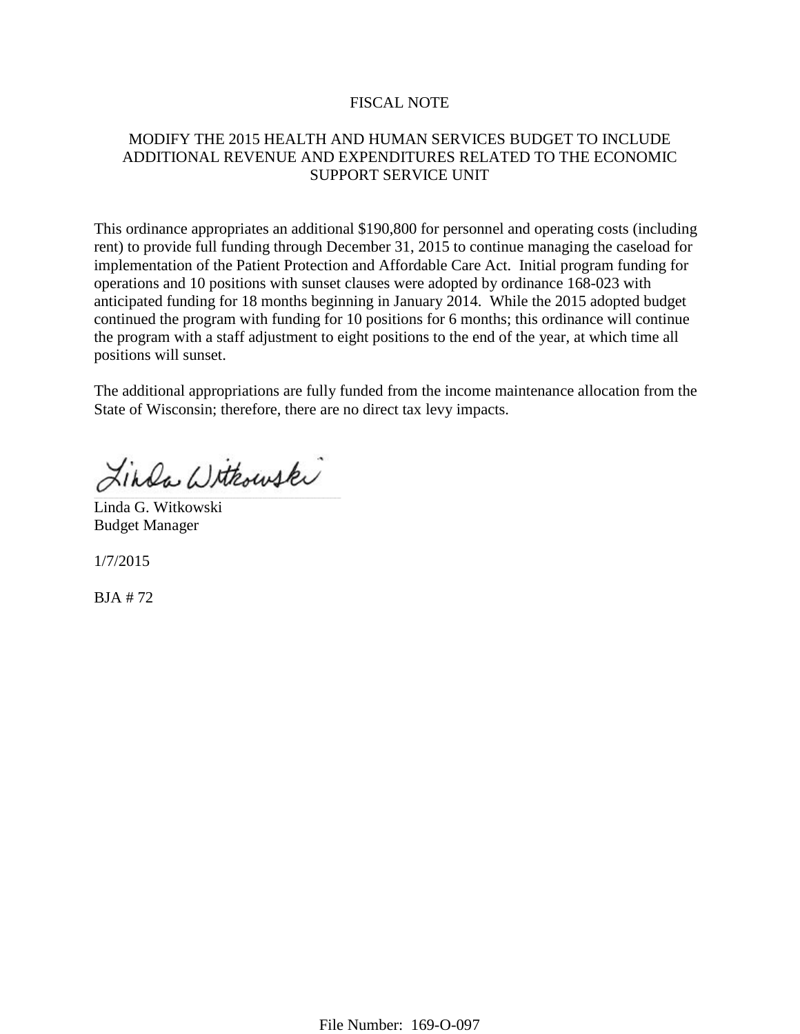# FISCAL NOTE

## MODIFY THE 2015 HEALTH AND HUMAN SERVICES BUDGET TO INCLUDE ADDITIONAL REVENUE AND EXPENDITURES RELATED TO THE ECONOMIC SUPPORT SERVICE UNIT

This ordinance appropriates an additional $190,800 for personnel and operating costs (including rent) to provide full funding through December 31, 2015 to continue managing the caseload for implementation of the Patient Protection and Affordable Care Act. Initial program funding for operations and 10 positions with sunset clauses were adopted by ordinance 168-023 with anticipated funding for 18 months beginning in January 2014. While the 2015 adopted budget continued the program with funding for 10 positions for 6 months; this ordinance will continue the program with a staff adjustment to eight positions to the end of the year, at which time all positions will sunset.

The additional appropriations are fully funded from the income maintenance allocation from the State of Wisconsin; therefore, there are no direct tax levy impacts.

Linda G. Witkowski
Budget Manager

1/7/2015

BJA # 72

File Number: 169-O-097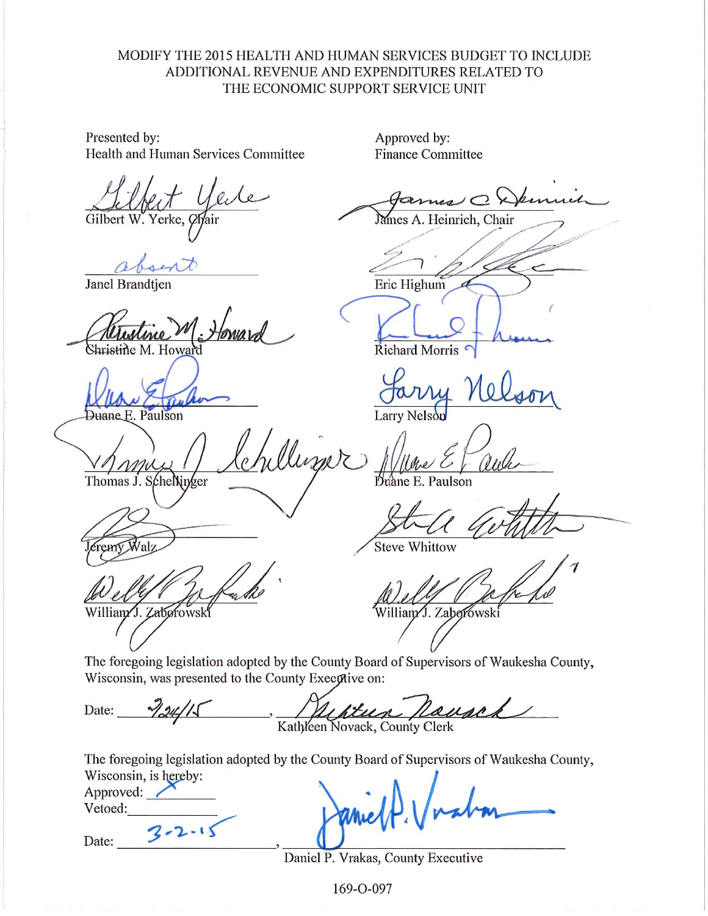MODIFY THE 2015 HEALTH AND HUMAN SERVICES BUDGET TO INCLUDE ADDITIONAL REVENUE AND EXPENDITURES RELATED TO THE ECONOMIC SUPPORT SERVICE UNIT

Presented by:
Health and Human Services Committee

Gilbert W. Yerke, Chair

absent
Janel Brandtjen

Christine M. Howard

Duane E. Paulson

Thomas J. Schellinger

Jeremy Walz

William J. Zaborowski

Approved by:
Finance Committee

James A. Heinrich, Chair

Eric Highum

Richard Morris

Larry Nelson

Duane E. Paulson

Steve Whittow

William J. Zaborowski

The foregoing legislation adopted by the County Board of Supervisors of Waukesha County, Wisconsin, was presented to the County Executive on:

Date: 2/24/15 , Kathleen Novack, County Clerk

The foregoing legislation adopted by the County Board of Supervisors of Waukesha County, Wisconsin, is hereby:

Approved: X

Vetoed: ____________

Date: 3-2-15 , Daniel P. Vrakas, County Executive

169-O-097